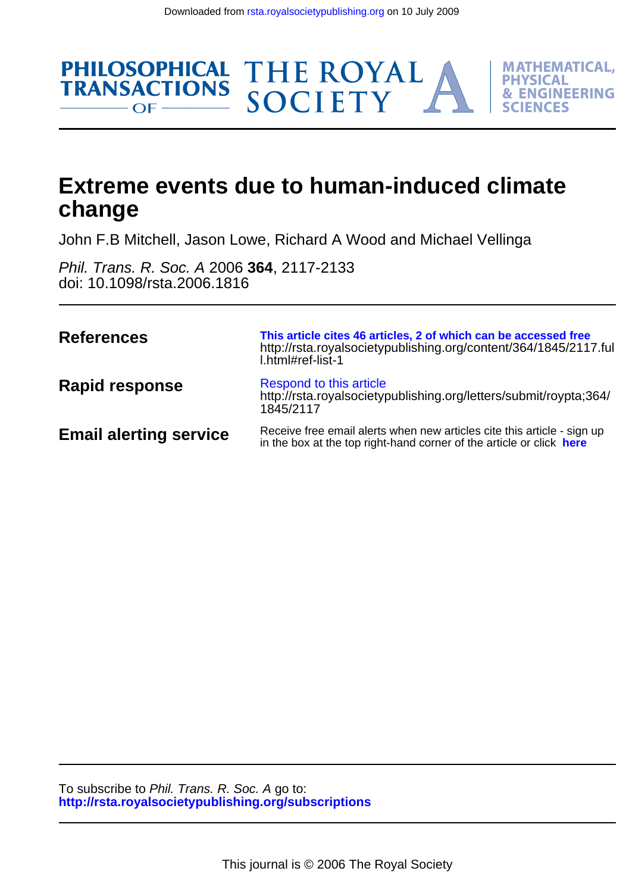Downloaded from rsta.royalsocietypublishing.org on 10 July 2009

PHILOSOPHICAL TRANSACTIONS OF THE ROYAL SOCIETY A

MATHEMATICAL, PHYSICAL & ENGINEERING SCIENCES

# Extreme events due to human-induced climate change

John F.B Mitchell, Jason Lowe, Richard A Wood and Michael Vellinga

*Phil. Trans. R. Soc. A* 2006 **364**, 2117-2133
doi: 10.1098/rsta.2006.1816

| | |
|---|---|
| **References** | **This article cites 46 articles, 2 of which can be accessed free** http://rsta.royalsocietypublishing.org/content/364/1845/2117.full.html#ref-list-1 |
| **Rapid response** | Respond to this article http://rsta.royalsocietypublishing.org/letters/submit/roypta;364/1845/2117 |
| **Email alerting service** | Receive free email alerts when new articles cite this article - sign up in the box at the top right-hand corner of the article or click **here** |

To subscribe to *Phil. Trans. R. Soc. A* go to:
**http://rsta.royalsocietypublishing.org/subscriptions**

This journal is © 2006 The Royal Society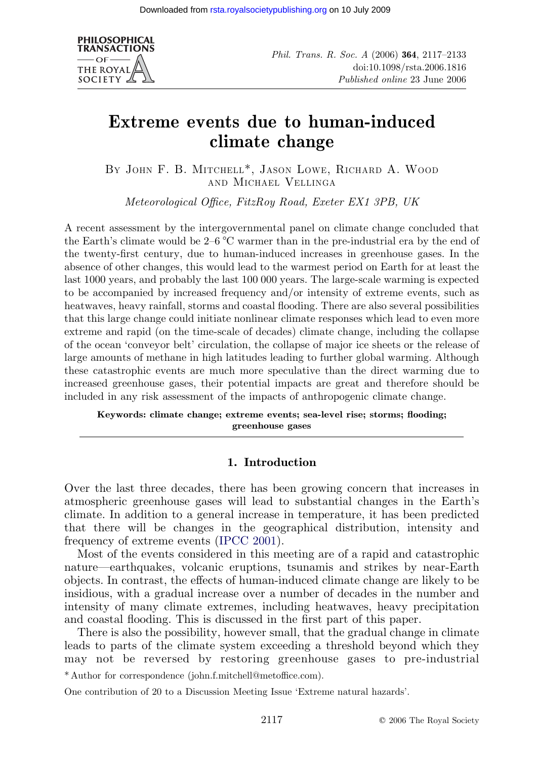# Extreme events due to human-induced climate change

By John F. B. Mitchell*, Jason Lowe, Richard A. Wood and Michael Vellinga

*Meteorological Office, FitzRoy Road, Exeter EX1 3PB, UK*

A recent assessment by the intergovernmental panel on climate change concluded that the Earth's climate would be 2–6 °C warmer than in the pre-industrial era by the end of the twenty-first century, due to human-induced increases in greenhouse gases. In the absence of other changes, this would lead to the warmest period on Earth for at least the last 1000 years, and probably the last 100 000 years. The large-scale warming is expected to be accompanied by increased frequency and/or intensity of extreme events, such as heatwaves, heavy rainfall, storms and coastal flooding. There are also several possibilities that this large change could initiate nonlinear climate responses which lead to even more extreme and rapid (on the time-scale of decades) climate change, including the collapse of the ocean 'conveyor belt' circulation, the collapse of major ice sheets or the release of large amounts of methane in high latitudes leading to further global warming. Although these catastrophic events are much more speculative than the direct warming due to increased greenhouse gases, their potential impacts are great and therefore should be included in any risk assessment of the impacts of anthropogenic climate change.

**Keywords: climate change; extreme events; sea-level rise; storms; flooding; greenhouse gases**

## 1. Introduction

Over the last three decades, there has been growing concern that increases in atmospheric greenhouse gases will lead to substantial changes in the Earth's climate. In addition to a general increase in temperature, it has been predicted that there will be changes in the geographical distribution, intensity and frequency of extreme events (IPCC 2001).

Most of the events considered in this meeting are of a rapid and catastrophic nature—earthquakes, volcanic eruptions, tsunamis and strikes by near-Earth objects. In contrast, the effects of human-induced climate change are likely to be insidious, with a gradual increase over a number of decades in the number and intensity of many climate extremes, including heatwaves, heavy precipitation and coastal flooding. This is discussed in the first part of this paper.

There is also the possibility, however small, that the gradual change in climate leads to parts of the climate system exceeding a threshold beyond which they may not be reversed by restoring greenhouse gases to pre-industrial

\* Author for correspondence (john.f.mitchell@metoffice.com).

One contribution of 20 to a Discussion Meeting Issue 'Extreme natural hazards'.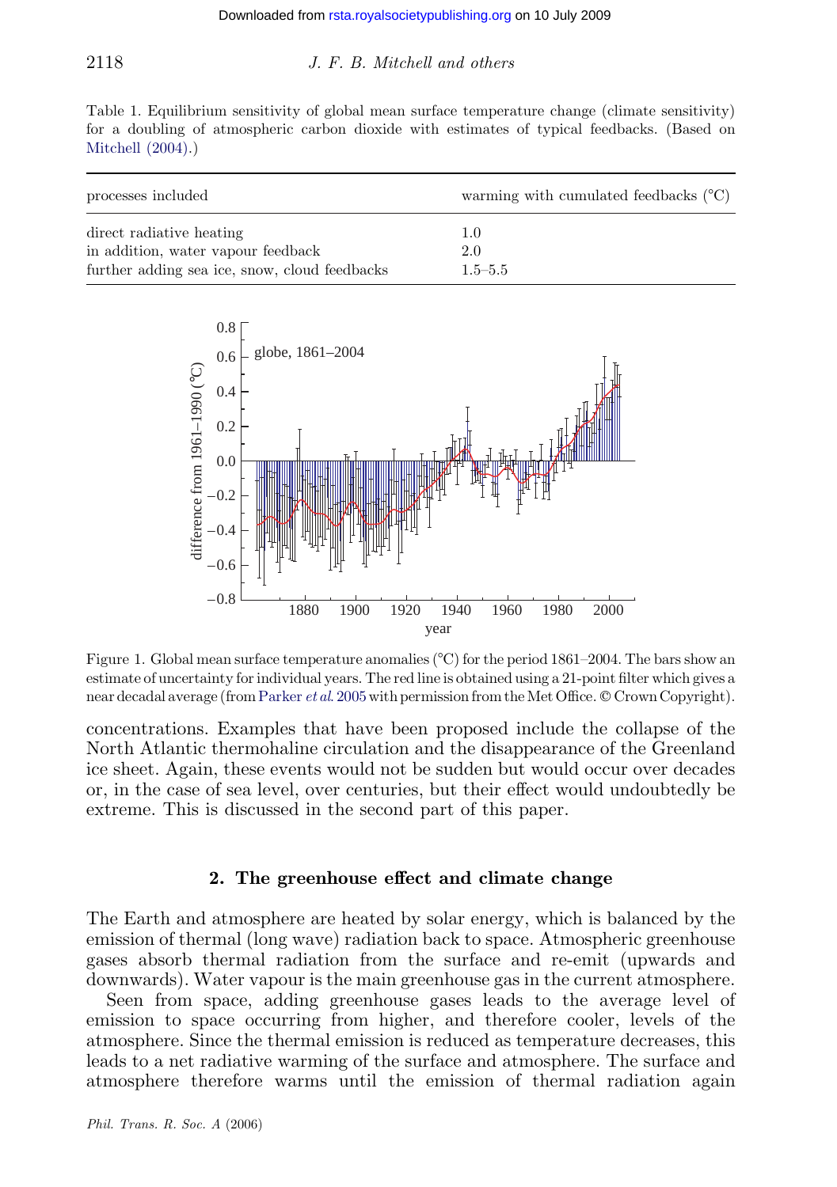Table 1. Equilibrium sensitivity of global mean surface temperature change (climate sensitivity) for a doubling of atmospheric carbon dioxide with estimates of typical feedbacks. (Based on Mitchell (2004).)

| processes included | warming with cumulated feedbacks (°C) |
| --- | --- |
| direct radiative heating | 1.0 |
| in addition, water vapour feedback | 2.0 |
| further adding sea ice, snow, cloud feedbacks | 1.5–5.5 |

Figure 1. Global mean surface temperature anomalies (°C) for the period 1861–2004. The bars show an estimate of uncertainty for individual years. The red line is obtained using a 21-point filter which gives a near decadal average (from Parker *et al.* 2005 with permission from the Met Office. © Crown Copyright).

concentrations. Examples that have been proposed include the collapse of the North Atlantic thermohaline circulation and the disappearance of the Greenland ice sheet. Again, these events would not be sudden but would occur over decades or, in the case of sea level, over centuries, but their effect would undoubtedly be extreme. This is discussed in the second part of this paper.

## 2. The greenhouse effect and climate change

The Earth and atmosphere are heated by solar energy, which is balanced by the emission of thermal (long wave) radiation back to space. Atmospheric greenhouse gases absorb thermal radiation from the surface and re-emit (upwards and downwards). Water vapour is the main greenhouse gas in the current atmosphere.

Seen from space, adding greenhouse gases leads to the average level of emission to space occurring from higher, and therefore cooler, levels of the atmosphere. Since the thermal emission is reduced as temperature decreases, this leads to a net radiative warming of the surface and atmosphere. The surface and atmosphere therefore warms until the emission of thermal radiation again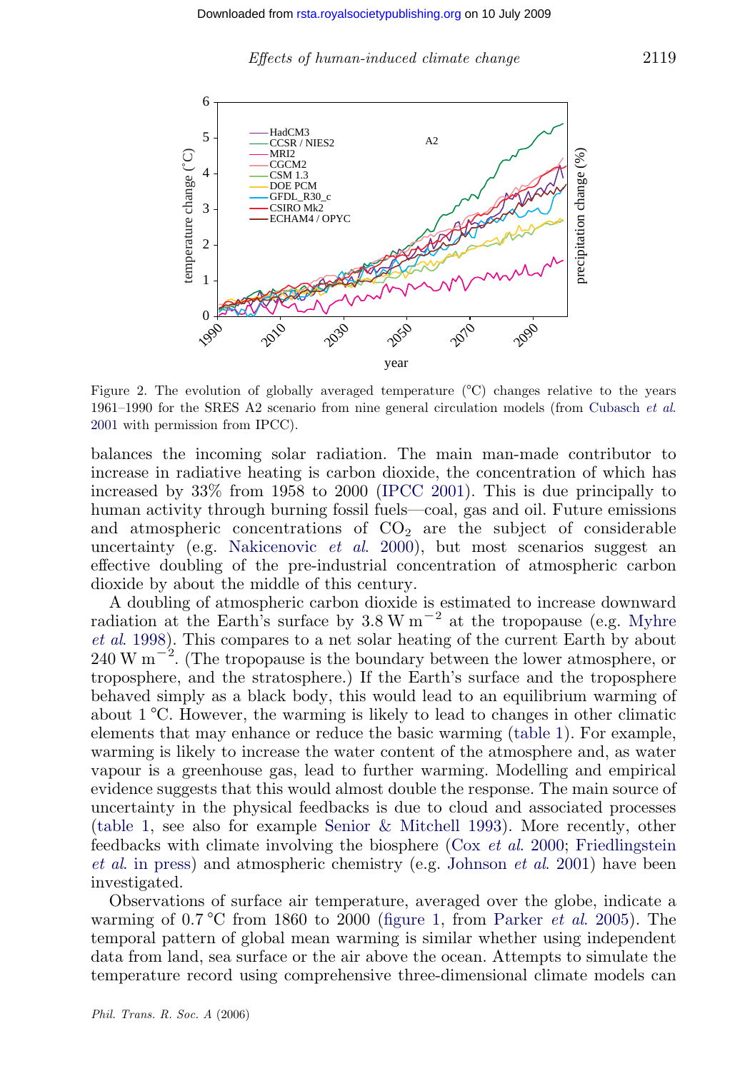Figure 2. The evolution of globally averaged temperature (°C) changes relative to the years 1961–1990 for the SRES A2 scenario from nine general circulation models (from Cubasch *et al.* 2001 with permission from IPCC).

balances the incoming solar radiation. The main man-made contributor to increase in radiative heating is carbon dioxide, the concentration of which has increased by 33% from 1958 to 2000 (IPCC 2001). This is due principally to human activity through burning fossil fuels—coal, gas and oil. Future emissions and atmospheric concentrations of $CO_2$ are the subject of considerable uncertainty (e.g. Nakicenovic *et al.* 2000), but most scenarios suggest an effective doubling of the pre-industrial concentration of atmospheric carbon dioxide by about the middle of this century.

A doubling of atmospheric carbon dioxide is estimated to increase downward radiation at the Earth's surface by $3.8\ \mathrm{W\,m^{-2}}$ at the tropopause (e.g. Myhre *et al.* 1998). This compares to a net solar heating of the current Earth by about $240\ \mathrm{W\,m^{-2}}$. (The tropopause is the boundary between the lower atmosphere, or troposphere, and the stratosphere.) If the Earth's surface and the troposphere behaved simply as a black body, this would lead to an equilibrium warming of about 1 °C. However, the warming is likely to lead to changes in other climatic elements that may enhance or reduce the basic warming (table 1). For example, warming is likely to increase the water content of the atmosphere and, as water vapour is a greenhouse gas, lead to further warming. Modelling and empirical evidence suggests that this would almost double the response. The main source of uncertainty in the physical feedbacks is due to cloud and associated processes (table 1, see also for example Senior & Mitchell 1993). More recently, other feedbacks with climate involving the biosphere (Cox *et al.* 2000; Friedlingstein *et al.* in press) and atmospheric chemistry (e.g. Johnson *et al.* 2001) have been investigated.

Observations of surface air temperature, averaged over the globe, indicate a warming of 0.7 °C from 1860 to 2000 (figure 1, from Parker *et al.* 2005). The temporal pattern of global mean warming is similar whether using independent data from land, sea surface or the air above the ocean. Attempts to simulate the temperature record using comprehensive three-dimensional climate models can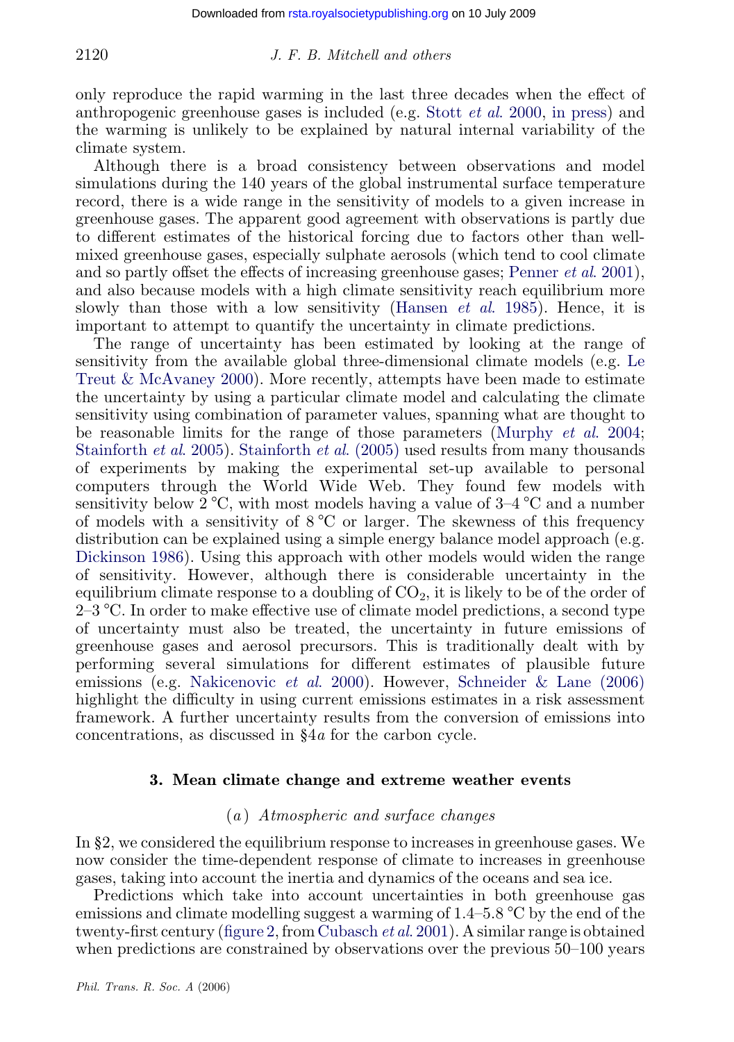only reproduce the rapid warming in the last three decades when the effect of anthropogenic greenhouse gases is included (e.g. Stott *et al.* 2000, in press) and the warming is unlikely to be explained by natural internal variability of the climate system.

Although there is a broad consistency between observations and model simulations during the 140 years of the global instrumental surface temperature record, there is a wide range in the sensitivity of models to a given increase in greenhouse gases. The apparent good agreement with observations is partly due to different estimates of the historical forcing due to factors other than well-mixed greenhouse gases, especially sulphate aerosols (which tend to cool climate and so partly offset the effects of increasing greenhouse gases; Penner *et al.* 2001), and also because models with a high climate sensitivity reach equilibrium more slowly than those with a low sensitivity (Hansen *et al.* 1985). Hence, it is important to attempt to quantify the uncertainty in climate predictions.

The range of uncertainty has been estimated by looking at the range of sensitivity from the available global three-dimensional climate models (e.g. Le Treut & McAvaney 2000). More recently, attempts have been made to estimate the uncertainty by using a particular climate model and calculating the climate sensitivity using combination of parameter values, spanning what are thought to be reasonable limits for the range of those parameters (Murphy *et al.* 2004; Stainforth *et al.* 2005). Stainforth *et al.* (2005) used results from many thousands of experiments by making the experimental set-up available to personal computers through the World Wide Web. They found few models with sensitivity below 2 °C, with most models having a value of 3–4 °C and a number of models with a sensitivity of 8 °C or larger. The skewness of this frequency distribution can be explained using a simple energy balance model approach (e.g. Dickinson 1986). Using this approach with other models would widen the range of sensitivity. However, although there is considerable uncertainty in the equilibrium climate response to a doubling of $CO_2$, it is likely to be of the order of 2–3 °C. In order to make effective use of climate model predictions, a second type of uncertainty must also be treated, the uncertainty in future emissions of greenhouse gases and aerosol precursors. This is traditionally dealt with by performing several simulations for different estimates of plausible future emissions (e.g. Nakicenovic *et al.* 2000). However, Schneider & Lane (2006) highlight the difficulty in using current emissions estimates in a risk assessment framework. A further uncertainty results from the conversion of emissions into concentrations, as discussed in §4*a* for the carbon cycle.

## 3. Mean climate change and extreme weather events

### (*a*) *Atmospheric and surface changes*

In §2, we considered the equilibrium response to increases in greenhouse gases. We now consider the time-dependent response of climate to increases in greenhouse gases, taking into account the inertia and dynamics of the oceans and sea ice.

Predictions which take into account uncertainties in both greenhouse gas emissions and climate modelling suggest a warming of 1.4–5.8 °C by the end of the twenty-first century (figure 2, from Cubasch *et al.* 2001). A similar range is obtained when predictions are constrained by observations over the previous 50–100 years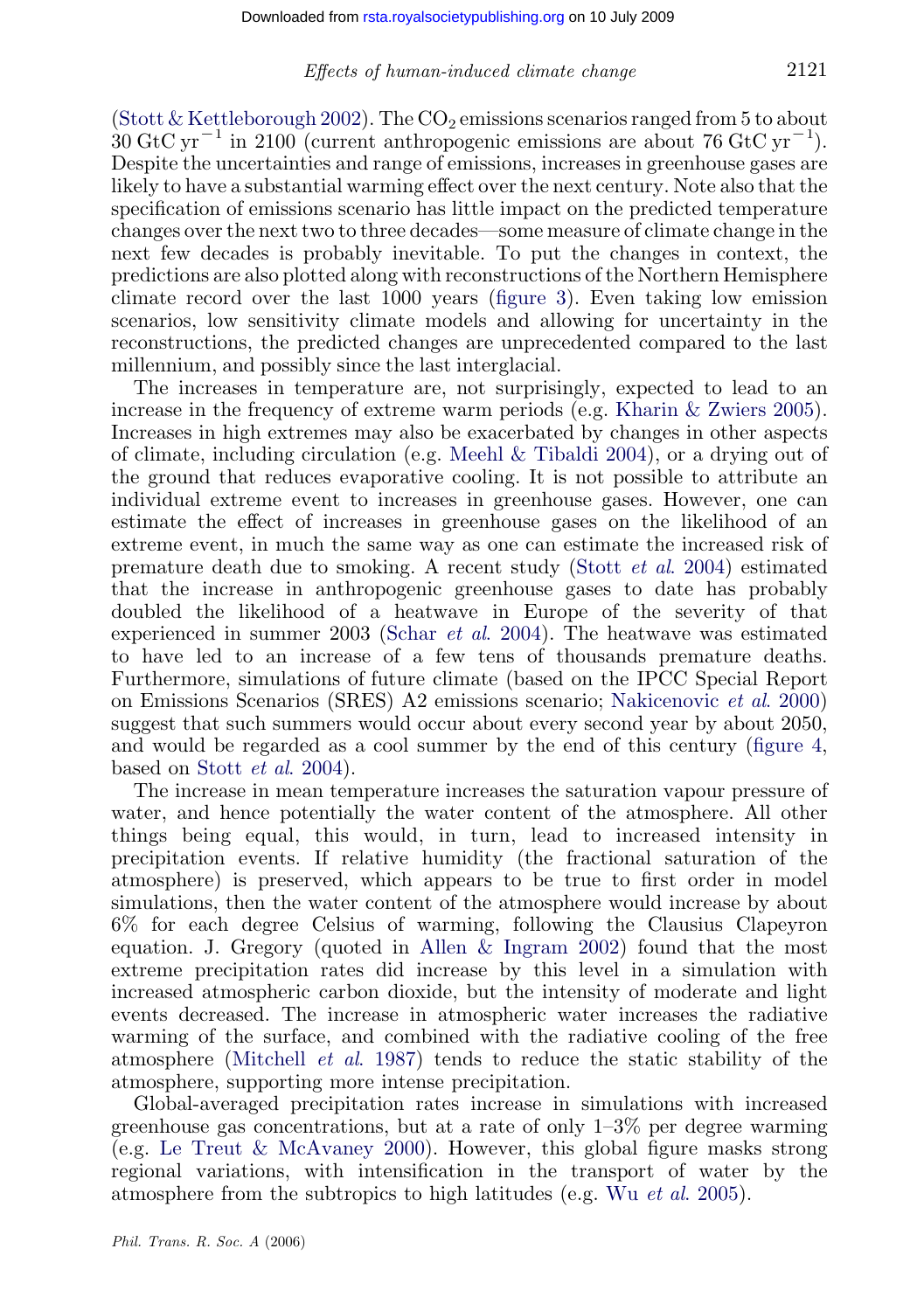(Stott & Kettleborough 2002). The $CO_2$ emissions scenarios ranged from 5 to about 30 GtC $yr^{-1}$ in 2100 (current anthropogenic emissions are about 76 GtC $yr^{-1}$). Despite the uncertainties and range of emissions, increases in greenhouse gases are likely to have a substantial warming effect over the next century. Note also that the specification of emissions scenario has little impact on the predicted temperature changes over the next two to three decades—some measure of climate change in the next few decades is probably inevitable. To put the changes in context, the predictions are also plotted along with reconstructions of the Northern Hemisphere climate record over the last 1000 years (figure 3). Even taking low emission scenarios, low sensitivity climate models and allowing for uncertainty in the reconstructions, the predicted changes are unprecedented compared to the last millennium, and possibly since the last interglacial.

The increases in temperature are, not surprisingly, expected to lead to an increase in the frequency of extreme warm periods (e.g. Kharin & Zwiers 2005). Increases in high extremes may also be exacerbated by changes in other aspects of climate, including circulation (e.g. Meehl & Tibaldi 2004), or a drying out of the ground that reduces evaporative cooling. It is not possible to attribute an individual extreme event to increases in greenhouse gases. However, one can estimate the effect of increases in greenhouse gases on the likelihood of an extreme event, in much the same way as one can estimate the increased risk of premature death due to smoking. A recent study (Stott *et al.* 2004) estimated that the increase in anthropogenic greenhouse gases to date has probably doubled the likelihood of a heatwave in Europe of the severity of that experienced in summer 2003 (Schar *et al.* 2004). The heatwave was estimated to have led to an increase of a few tens of thousands premature deaths. Furthermore, simulations of future climate (based on the IPCC Special Report on Emissions Scenarios (SRES) A2 emissions scenario; Nakicenovic *et al.* 2000) suggest that such summers would occur about every second year by about 2050, and would be regarded as a cool summer by the end of this century (figure 4, based on Stott *et al.* 2004).

The increase in mean temperature increases the saturation vapour pressure of water, and hence potentially the water content of the atmosphere. All other things being equal, this would, in turn, lead to increased intensity in precipitation events. If relative humidity (the fractional saturation of the atmosphere) is preserved, which appears to be true to first order in model simulations, then the water content of the atmosphere would increase by about 6% for each degree Celsius of warming, following the Clausius Clapeyron equation. J. Gregory (quoted in Allen & Ingram 2002) found that the most extreme precipitation rates did increase by this level in a simulation with increased atmospheric carbon dioxide, but the intensity of moderate and light events decreased. The increase in atmospheric water increases the radiative warming of the surface, and combined with the radiative cooling of the free atmosphere (Mitchell *et al.* 1987) tends to reduce the static stability of the atmosphere, supporting more intense precipitation.

Global-averaged precipitation rates increase in simulations with increased greenhouse gas concentrations, but at a rate of only 1–3% per degree warming (e.g. Le Treut & McAvaney 2000). However, this global figure masks strong regional variations, with intensification in the transport of water by the atmosphere from the subtropics to high latitudes (e.g. Wu *et al.* 2005).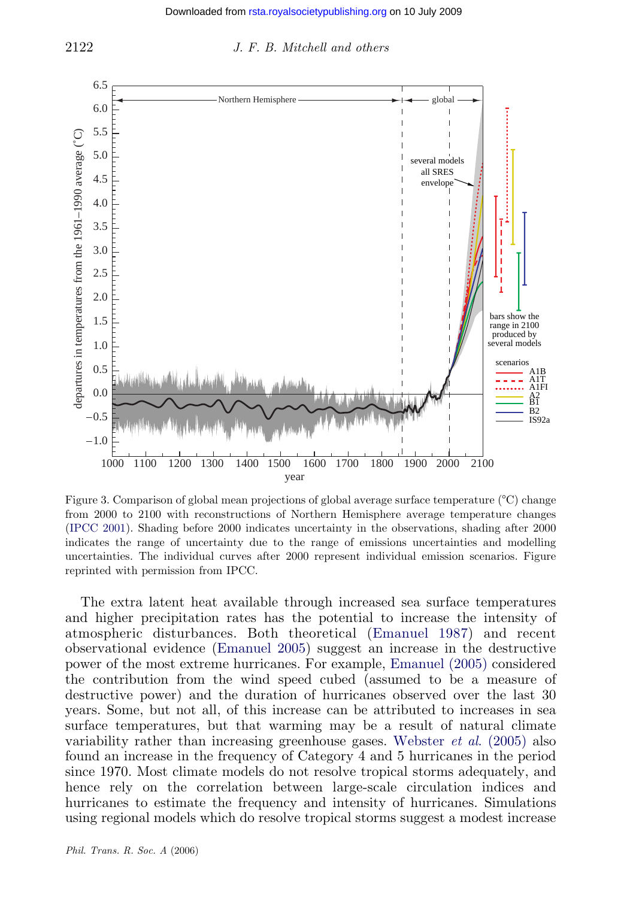Figure 3. Comparison of global mean projections of global average surface temperature (°C) change from 2000 to 2100 with reconstructions of Northern Hemisphere average temperature changes (IPCC 2001). Shading before 2000 indicates uncertainty in the observations, shading after 2000 indicates the range of uncertainty due to the range of emissions uncertainties and modelling uncertainties. The individual curves after 2000 represent individual emission scenarios. Figure reprinted with permission from IPCC.

The extra latent heat available through increased sea surface temperatures and higher precipitation rates has the potential to increase the intensity of atmospheric disturbances. Both theoretical (Emanuel 1987) and recent observational evidence (Emanuel 2005) suggest an increase in the destructive power of the most extreme hurricanes. For example, Emanuel (2005) considered the contribution from the wind speed cubed (assumed to be a measure of destructive power) and the duration of hurricanes observed over the last 30 years. Some, but not all, of this increase can be attributed to increases in sea surface temperatures, but that warming may be a result of natural climate variability rather than increasing greenhouse gases. Webster *et al.* (2005) also found an increase in the frequency of Category 4 and 5 hurricanes in the period since 1970. Most climate models do not resolve tropical storms adequately, and hence rely on the correlation between large-scale circulation indices and hurricanes to estimate the frequency and intensity of hurricanes. Simulations using regional models which do resolve tropical storms suggest a modest increase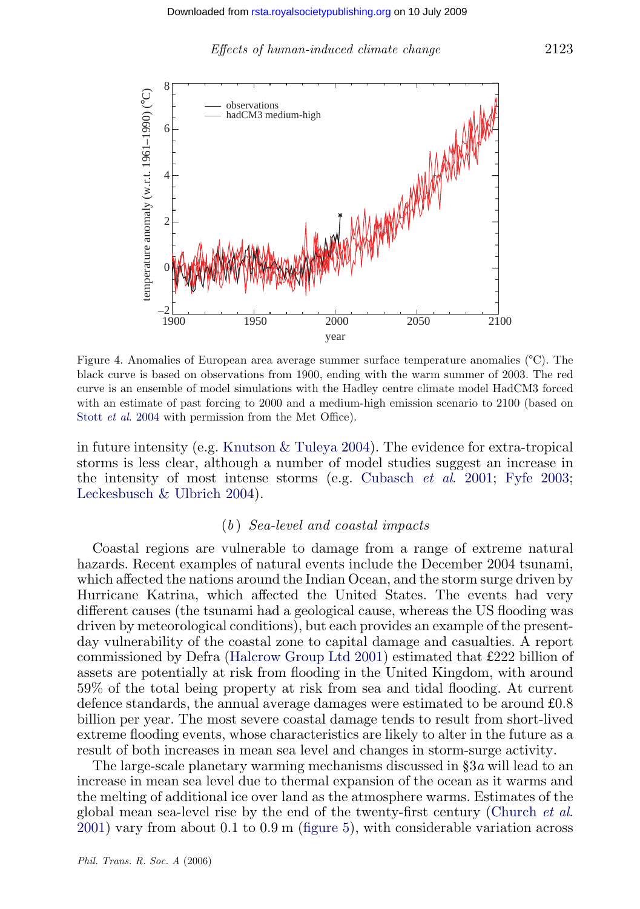Figure 4. Anomalies of European area average summer surface temperature anomalies (°C). The black curve is based on observations from 1900, ending with the warm summer of 2003. The red curve is an ensemble of model simulations with the Hadley centre climate model HadCM3 forced with an estimate of past forcing to 2000 and a medium-high emission scenario to 2100 (based on Stott *et al*. 2004 with permission from the Met Office).

in future intensity (e.g. Knutson & Tuleya 2004). The evidence for extra-tropical storms is less clear, although a number of model studies suggest an increase in the intensity of most intense storms (e.g. Cubasch *et al*. 2001; Fyfe 2003; Leckesbusch & Ulbrich 2004).

### (*b*) *Sea-level and coastal impacts*

Coastal regions are vulnerable to damage from a range of extreme natural hazards. Recent examples of natural events include the December 2004 tsunami, which affected the nations around the Indian Ocean, and the storm surge driven by Hurricane Katrina, which affected the United States. The events had very different causes (the tsunami had a geological cause, whereas the US flooding was driven by meteorological conditions), but each provides an example of the present-day vulnerability of the coastal zone to capital damage and casualties. A report commissioned by Defra (Halcrow Group Ltd 2001) estimated that £222 billion of assets are potentially at risk from flooding in the United Kingdom, with around 59% of the total being property at risk from sea and tidal flooding. At current defence standards, the annual average damages were estimated to be around £0.8 billion per year. The most severe coastal damage tends to result from short-lived extreme flooding events, whose characteristics are likely to alter in the future as a result of both increases in mean sea level and changes in storm-surge activity.

The large-scale planetary warming mechanisms discussed in §3*a* will lead to an increase in mean sea level due to thermal expansion of the ocean as it warms and the melting of additional ice over land as the atmosphere warms. Estimates of the global mean sea-level rise by the end of the twenty-first century (Church *et al*. 2001) vary from about 0.1 to 0.9 m (figure 5), with considerable variation across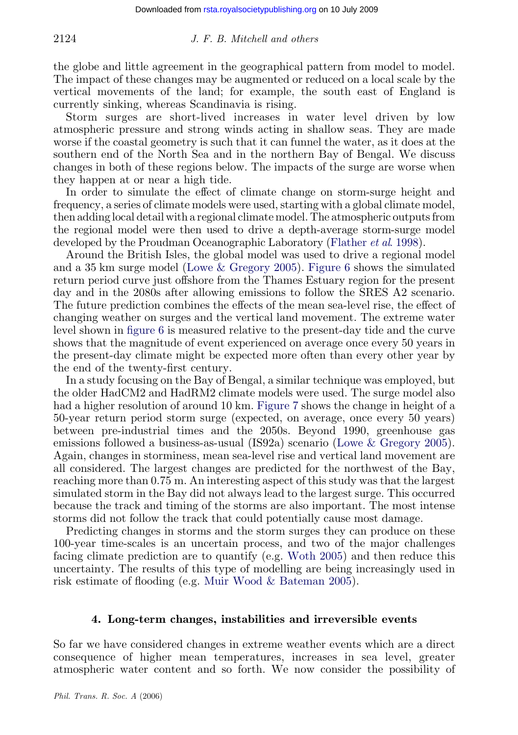the globe and little agreement in the geographical pattern from model to model. The impact of these changes may be augmented or reduced on a local scale by the vertical movements of the land; for example, the south east of England is currently sinking, whereas Scandinavia is rising.

Storm surges are short-lived increases in water level driven by low atmospheric pressure and strong winds acting in shallow seas. They are made worse if the coastal geometry is such that it can funnel the water, as it does at the southern end of the North Sea and in the northern Bay of Bengal. We discuss changes in both of these regions below. The impacts of the surge are worse when they happen at or near a high tide.

In order to simulate the effect of climate change on storm-surge height and frequency, a series of climate models were used, starting with a global climate model, then adding local detail with a regional climate model. The atmospheric outputs from the regional model were then used to drive a depth-average storm-surge model developed by the Proudman Oceanographic Laboratory (Flather *et al.* 1998).

Around the British Isles, the global model was used to drive a regional model and a 35 km surge model (Lowe & Gregory 2005). Figure 6 shows the simulated return period curve just offshore from the Thames Estuary region for the present day and in the 2080s after allowing emissions to follow the SRES A2 scenario. The future prediction combines the effects of the mean sea-level rise, the effect of changing weather on surges and the vertical land movement. The extreme water level shown in figure 6 is measured relative to the present-day tide and the curve shows that the magnitude of event experienced on average once every 50 years in the present-day climate might be expected more often than every other year by the end of the twenty-first century.

In a study focusing on the Bay of Bengal, a similar technique was employed, but the older HadCM2 and HadRM2 climate models were used. The surge model also had a higher resolution of around 10 km. Figure 7 shows the change in height of a 50-year return period storm surge (expected, on average, once every 50 years) between pre-industrial times and the 2050s. Beyond 1990, greenhouse gas emissions followed a business-as-usual (IS92a) scenario (Lowe & Gregory 2005). Again, changes in storminess, mean sea-level rise and vertical land movement are all considered. The largest changes are predicted for the northwest of the Bay, reaching more than 0.75 m. An interesting aspect of this study was that the largest simulated storm in the Bay did not always lead to the largest surge. This occurred because the track and timing of the storms are also important. The most intense storms did not follow the track that could potentially cause most damage.

Predicting changes in storms and the storm surges they can produce on these 100-year time-scales is an uncertain process, and two of the major challenges facing climate prediction are to quantify (e.g. Woth 2005) and then reduce this uncertainty. The results of this type of modelling are being increasingly used in risk estimate of flooding (e.g. Muir Wood & Bateman 2005).

## 4. Long-term changes, instabilities and irreversible events

So far we have considered changes in extreme weather events which are a direct consequence of higher mean temperatures, increases in sea level, greater atmospheric water content and so forth. We now consider the possibility of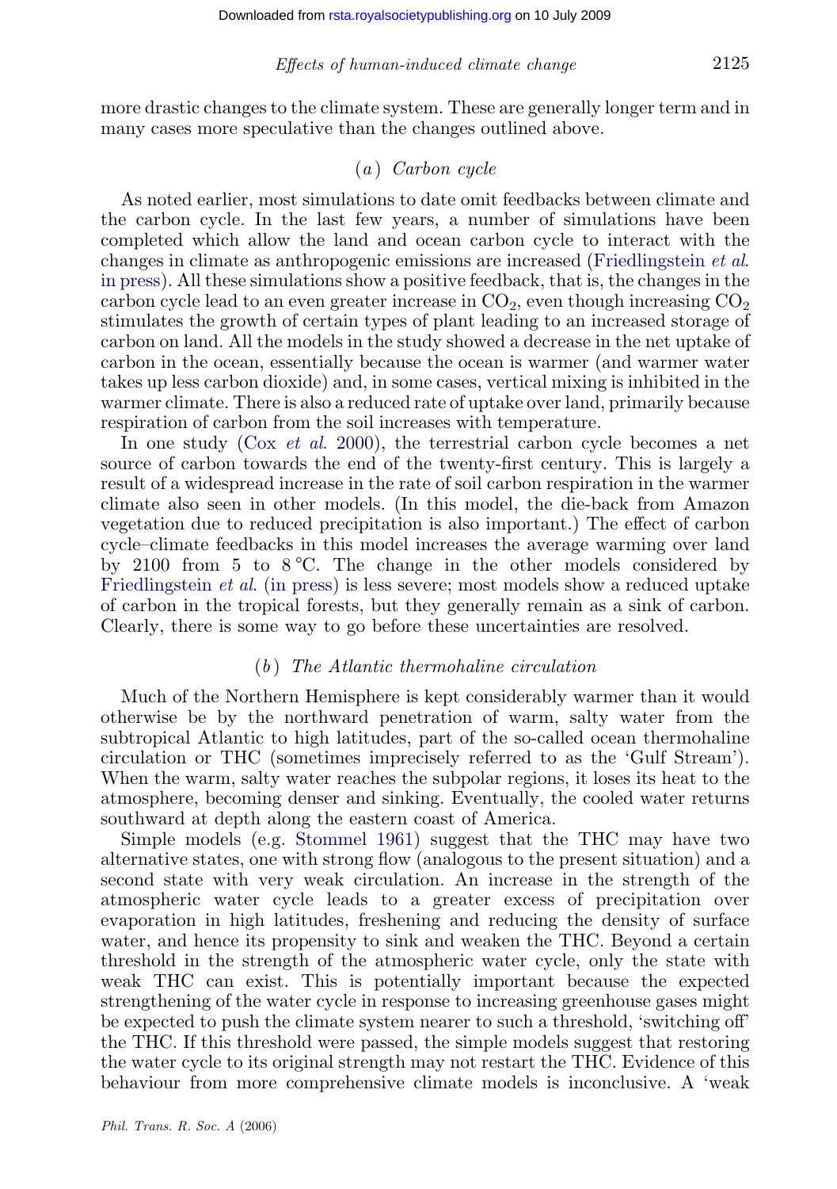more drastic changes to the climate system. These are generally longer term and in many cases more speculative than the changes outlined above.

### (*a*) *Carbon cycle*

As noted earlier, most simulations to date omit feedbacks between climate and the carbon cycle. In the last few years, a number of simulations have been completed which allow the land and ocean carbon cycle to interact with the changes in climate as anthropogenic emissions are increased (Friedlingstein *et al.* in press). All these simulations show a positive feedback, that is, the changes in the carbon cycle lead to an even greater increase in $CO_2$, even though increasing $CO_2$ stimulates the growth of certain types of plant leading to an increased storage of carbon on land. All the models in the study showed a decrease in the net uptake of carbon in the ocean, essentially because the ocean is warmer (and warmer water takes up less carbon dioxide) and, in some cases, vertical mixing is inhibited in the warmer climate. There is also a reduced rate of uptake over land, primarily because respiration of carbon from the soil increases with temperature.

In one study (Cox *et al.* 2000), the terrestrial carbon cycle becomes a net source of carbon towards the end of the twenty-first century. This is largely a result of a widespread increase in the rate of soil carbon respiration in the warmer climate also seen in other models. (In this model, the die-back from Amazon vegetation due to reduced precipitation is also important.) The effect of carbon cycle–climate feedbacks in this model increases the average warming over land by 2100 from 5 to 8 °C. The change in the other models considered by Friedlingstein *et al.* (in press) is less severe; most models show a reduced uptake of carbon in the tropical forests, but they generally remain as a sink of carbon. Clearly, there is some way to go before these uncertainties are resolved.

### (*b*) *The Atlantic thermohaline circulation*

Much of the Northern Hemisphere is kept considerably warmer than it would otherwise be by the northward penetration of warm, salty water from the subtropical Atlantic to high latitudes, part of the so-called ocean thermohaline circulation or THC (sometimes imprecisely referred to as the 'Gulf Stream'). When the warm, salty water reaches the subpolar regions, it loses its heat to the atmosphere, becoming denser and sinking. Eventually, the cooled water returns southward at depth along the eastern coast of America.

Simple models (e.g. Stommel 1961) suggest that the THC may have two alternative states, one with strong flow (analogous to the present situation) and a second state with very weak circulation. An increase in the strength of the atmospheric water cycle leads to a greater excess of precipitation over evaporation in high latitudes, freshening and reducing the density of surface water, and hence its propensity to sink and weaken the THC. Beyond a certain threshold in the strength of the atmospheric water cycle, only the state with weak THC can exist. This is potentially important because the expected strengthening of the water cycle in response to increasing greenhouse gases might be expected to push the climate system nearer to such a threshold, 'switching off' the THC. If this threshold were passed, the simple models suggest that restoring the water cycle to its original strength may not restart the THC. Evidence of this behaviour from more comprehensive climate models is inconclusive. A 'weak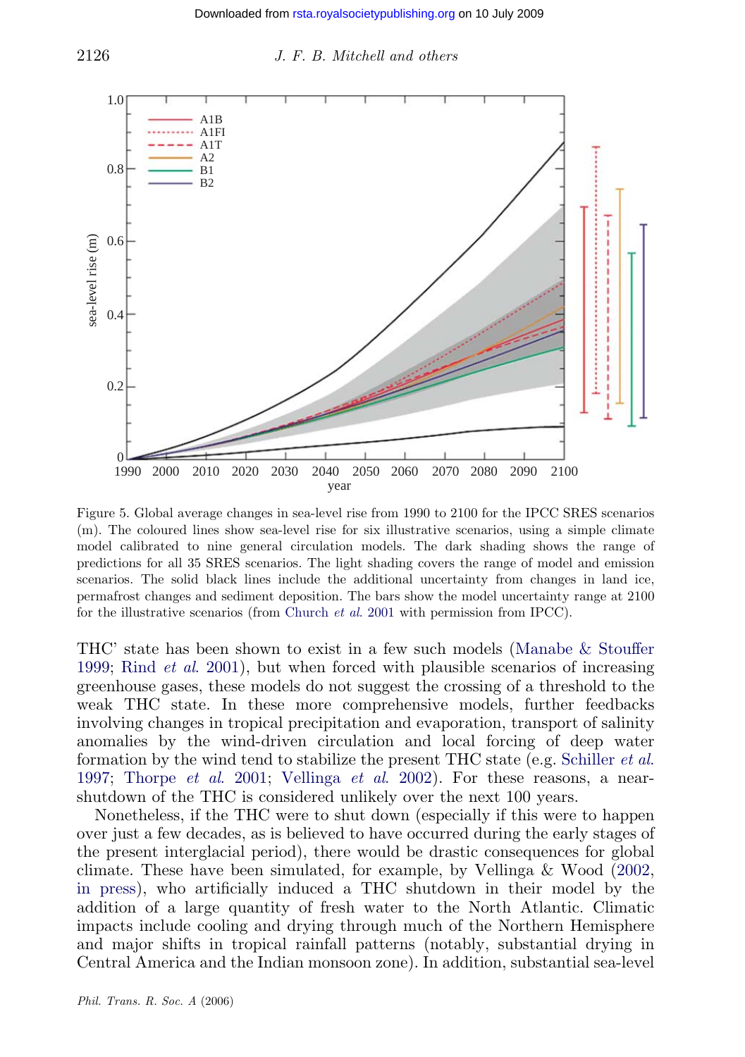Figure 5. Global average changes in sea-level rise from 1990 to 2100 for the IPCC SRES scenarios (m). The coloured lines show sea-level rise for six illustrative scenarios, using a simple climate model calibrated to nine general circulation models. The dark shading shows the range of predictions for all 35 SRES scenarios. The light shading covers the range of model and emission scenarios. The solid black lines include the additional uncertainty from changes in land ice, permafrost changes and sediment deposition. The bars show the model uncertainty range at 2100 for the illustrative scenarios (from Church *et al.* 2001 with permission from IPCC).

THC' state has been shown to exist in a few such models (Manabe & Stouffer 1999; Rind *et al.* 2001), but when forced with plausible scenarios of increasing greenhouse gases, these models do not suggest the crossing of a threshold to the weak THC state. In these more comprehensive models, further feedbacks involving changes in tropical precipitation and evaporation, transport of salinity anomalies by the wind-driven circulation and local forcing of deep water formation by the wind tend to stabilize the present THC state (e.g. Schiller *et al.* 1997; Thorpe *et al.* 2001; Vellinga *et al.* 2002). For these reasons, a near-shutdown of the THC is considered unlikely over the next 100 years.

Nonetheless, if the THC were to shut down (especially if this were to happen over just a few decades, as is believed to have occurred during the early stages of the present interglacial period), there would be drastic consequences for global climate. These have been simulated, for example, by Vellinga & Wood (2002, in press), who artificially induced a THC shutdown in their model by the addition of a large quantity of fresh water to the North Atlantic. Climatic impacts include cooling and drying through much of the Northern Hemisphere and major shifts in tropical rainfall patterns (notably, substantial drying in Central America and the Indian monsoon zone). In addition, substantial sea-level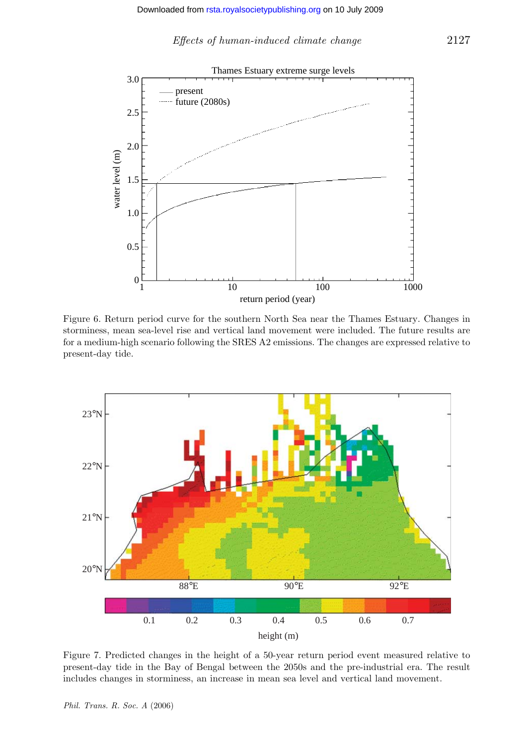Figure 6. Return period curve for the southern North Sea near the Thames Estuary. Changes in storminess, mean sea-level rise and vertical land movement were included. The future results are for a medium-high scenario following the SRES A2 emissions. The changes are expressed relative to present-day tide.

Figure 7. Predicted changes in the height of a 50-year return period event measured relative to present-day tide in the Bay of Bengal between the 2050s and the pre-industrial era. The result includes changes in storminess, an increase in mean sea level and vertical land movement.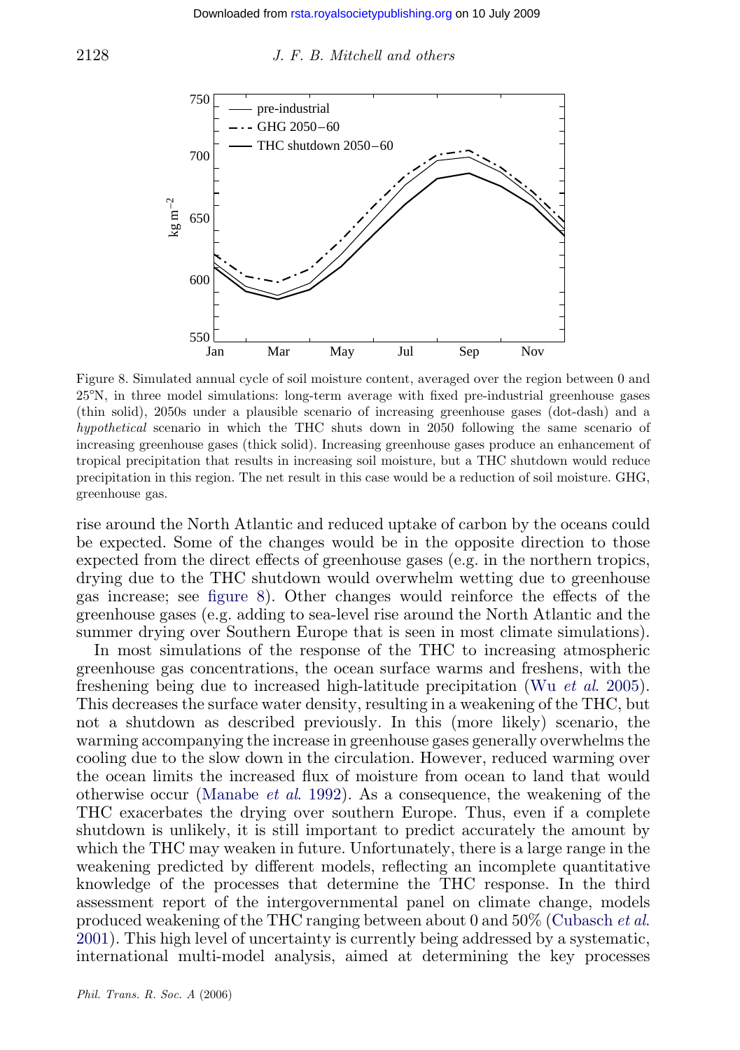750
700
650
600
550
kg m$^{-2}$
Jan
Mar
May
Jul
Sep
Nov
pre-industrial
GHG 2050–60
THC shutdown 2050–60

Figure 8. Simulated annual cycle of soil moisture content, averaged over the region between 0 and 25°N, in three model simulations: long-term average with fixed pre-industrial greenhouse gases (thin solid), 2050s under a plausible scenario of increasing greenhouse gases (dot-dash) and a *hypothetical* scenario in which the THC shuts down in 2050 following the same scenario of increasing greenhouse gases (thick solid). Increasing greenhouse gases produce an enhancement of tropical precipitation that results in increasing soil moisture, but a THC shutdown would reduce precipitation in this region. The net result in this case would be a reduction of soil moisture. GHG, greenhouse gas.

rise around the North Atlantic and reduced uptake of carbon by the oceans could be expected. Some of the changes would be in the opposite direction to those expected from the direct effects of greenhouse gases (e.g. in the northern tropics, drying due to the THC shutdown would overwhelm wetting due to greenhouse gas increase; see figure 8). Other changes would reinforce the effects of the greenhouse gases (e.g. adding to sea-level rise around the North Atlantic and the summer drying over Southern Europe that is seen in most climate simulations).

In most simulations of the response of the THC to increasing atmospheric greenhouse gas concentrations, the ocean surface warms and freshens, with the freshening being due to increased high-latitude precipitation (Wu *et al.* 2005). This decreases the surface water density, resulting in a weakening of the THC, but not a shutdown as described previously. In this (more likely) scenario, the warming accompanying the increase in greenhouse gases generally overwhelms the cooling due to the slow down in the circulation. However, reduced warming over the ocean limits the increased flux of moisture from ocean to land that would otherwise occur (Manabe *et al.* 1992). As a consequence, the weakening of the THC exacerbates the drying over southern Europe. Thus, even if a complete shutdown is unlikely, it is still important to predict accurately the amount by which the THC may weaken in future. Unfortunately, there is a large range in the weakening predicted by different models, reflecting an incomplete quantitative knowledge of the processes that determine the THC response. In the third assessment report of the intergovernmental panel on climate change, models produced weakening of the THC ranging between about 0 and 50% (Cubasch *et al.* 2001). This high level of uncertainty is currently being addressed by a systematic, international multi-model analysis, aimed at determining the key processes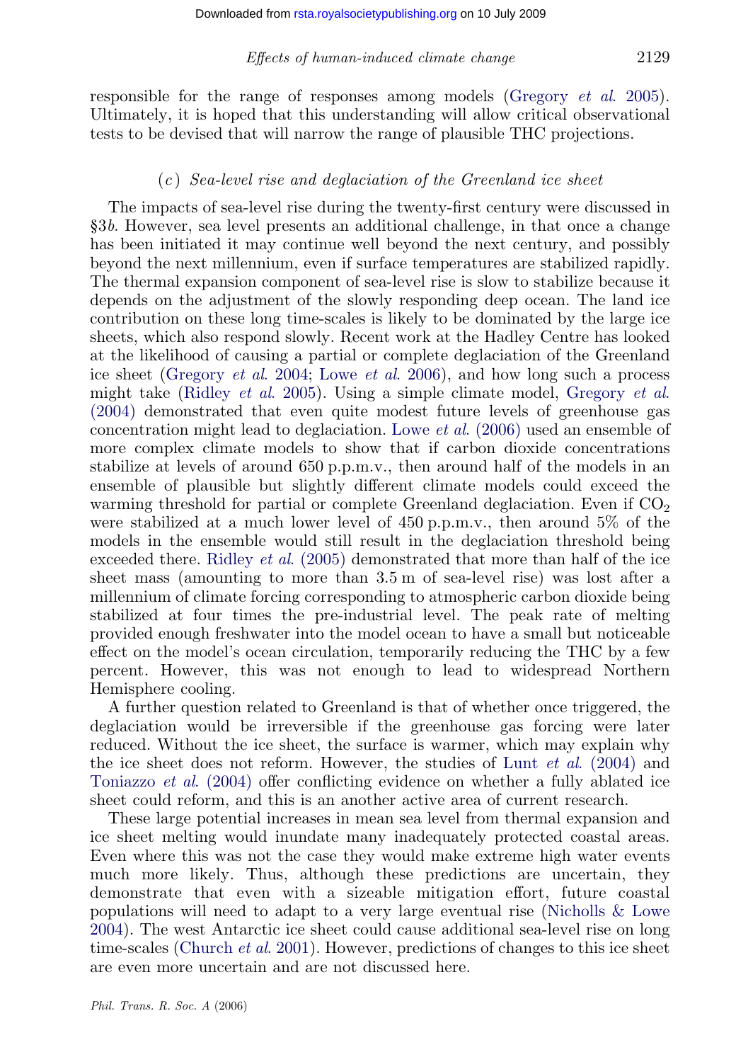responsible for the range of responses among models (Gregory *et al.* 2005). Ultimately, it is hoped that this understanding will allow critical observational tests to be devised that will narrow the range of plausible THC projections.

### (*c*) *Sea-level rise and deglaciation of the Greenland ice sheet*

The impacts of sea-level rise during the twenty-first century were discussed in §3*b*. However, sea level presents an additional challenge, in that once a change has been initiated it may continue well beyond the next century, and possibly beyond the next millennium, even if surface temperatures are stabilized rapidly. The thermal expansion component of sea-level rise is slow to stabilize because it depends on the adjustment of the slowly responding deep ocean. The land ice contribution on these long time-scales is likely to be dominated by the large ice sheets, which also respond slowly. Recent work at the Hadley Centre has looked at the likelihood of causing a partial or complete deglaciation of the Greenland ice sheet (Gregory *et al.* 2004; Lowe *et al.* 2006), and how long such a process might take (Ridley *et al.* 2005). Using a simple climate model, Gregory *et al.* (2004) demonstrated that even quite modest future levels of greenhouse gas concentration might lead to deglaciation. Lowe *et al.* (2006) used an ensemble of more complex climate models to show that if carbon dioxide concentrations stabilize at levels of around 650 p.p.m.v., then around half of the models in an ensemble of plausible but slightly different climate models could exceed the warming threshold for partial or complete Greenland deglaciation. Even if $CO_2$ were stabilized at a much lower level of 450 p.p.m.v., then around 5% of the models in the ensemble would still result in the deglaciation threshold being exceeded there. Ridley *et al.* (2005) demonstrated that more than half of the ice sheet mass (amounting to more than 3.5 m of sea-level rise) was lost after a millennium of climate forcing corresponding to atmospheric carbon dioxide being stabilized at four times the pre-industrial level. The peak rate of melting provided enough freshwater into the model ocean to have a small but noticeable effect on the model's ocean circulation, temporarily reducing the THC by a few percent. However, this was not enough to lead to widespread Northern Hemisphere cooling.

A further question related to Greenland is that of whether once triggered, the deglaciation would be irreversible if the greenhouse gas forcing were later reduced. Without the ice sheet, the surface is warmer, which may explain why the ice sheet does not reform. However, the studies of Lunt *et al.* (2004) and Toniazzo *et al.* (2004) offer conflicting evidence on whether a fully ablated ice sheet could reform, and this is an another active area of current research.

These large potential increases in mean sea level from thermal expansion and ice sheet melting would inundate many inadequately protected coastal areas. Even where this was not the case they would make extreme high water events much more likely. Thus, although these predictions are uncertain, they demonstrate that even with a sizeable mitigation effort, future coastal populations will need to adapt to a very large eventual rise (Nicholls & Lowe 2004). The west Antarctic ice sheet could cause additional sea-level rise on long time-scales (Church *et al.* 2001). However, predictions of changes to this ice sheet are even more uncertain and are not discussed here.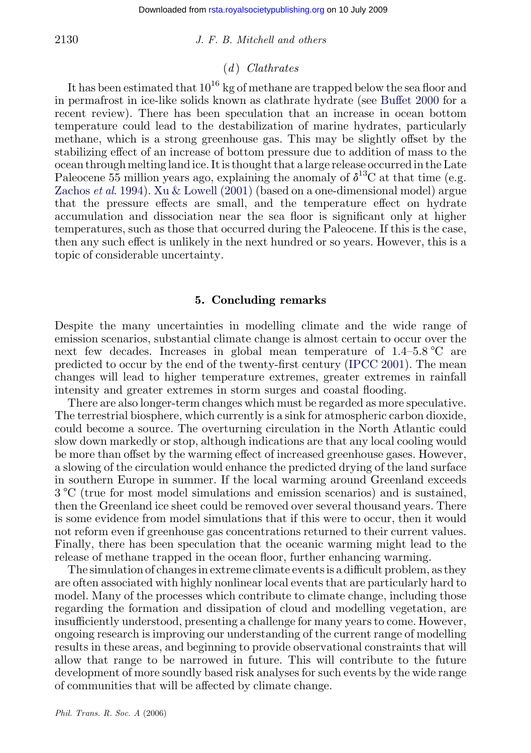### (d) Clathrates

It has been estimated that $10^{16}$ kg of methane are trapped below the sea floor and in permafrost in ice-like solids known as clathrate hydrate (see Buffet 2000 for a recent review). There has been speculation that an increase in ocean bottom temperature could lead to the destabilization of marine hydrates, particularly methane, which is a strong greenhouse gas. This may be slightly offset by the stabilizing effect of an increase of bottom pressure due to addition of mass to the ocean through melting land ice. It is thought that a large release occurred in the Late Paleocene 55 million years ago, explaining the anomaly of $\delta^{13}C$ at that time (e.g. Zachos *et al.* 1994). Xu & Lowell (2001) (based on a one-dimensional model) argue that the pressure effects are small, and the temperature effect on hydrate accumulation and dissociation near the sea floor is significant only at higher temperatures, such as those that occurred during the Paleocene. If this is the case, then any such effect is unlikely in the next hundred or so years. However, this is a topic of considerable uncertainty.

## 5. Concluding remarks

Despite the many uncertainties in modelling climate and the wide range of emission scenarios, substantial climate change is almost certain to occur over the next few decades. Increases in global mean temperature of 1.4–5.8 °C are predicted to occur by the end of the twenty-first century (IPCC 2001). The mean changes will lead to higher temperature extremes, greater extremes in rainfall intensity and greater extremes in storm surges and coastal flooding.

There are also longer-term changes which must be regarded as more speculative. The terrestrial biosphere, which currently is a sink for atmospheric carbon dioxide, could become a source. The overturning circulation in the North Atlantic could slow down markedly or stop, although indications are that any local cooling would be more than offset by the warming effect of increased greenhouse gases. However, a slowing of the circulation would enhance the predicted drying of the land surface in southern Europe in summer. If the local warming around Greenland exceeds 3 °C (true for most model simulations and emission scenarios) and is sustained, then the Greenland ice sheet could be removed over several thousand years. There is some evidence from model simulations that if this were to occur, then it would not reform even if greenhouse gas concentrations returned to their current values. Finally, there has been speculation that the oceanic warming might lead to the release of methane trapped in the ocean floor, further enhancing warming.

The simulation of changes in extreme climate events is a difficult problem, as they are often associated with highly nonlinear local events that are particularly hard to model. Many of the processes which contribute to climate change, including those regarding the formation and dissipation of cloud and modelling vegetation, are insufficiently understood, presenting a challenge for many years to come. However, ongoing research is improving our understanding of the current range of modelling results in these areas, and beginning to provide observational constraints that will allow that range to be narrowed in future. This will contribute to the future development of more soundly based risk analyses for such events by the wide range of communities that will be affected by climate change.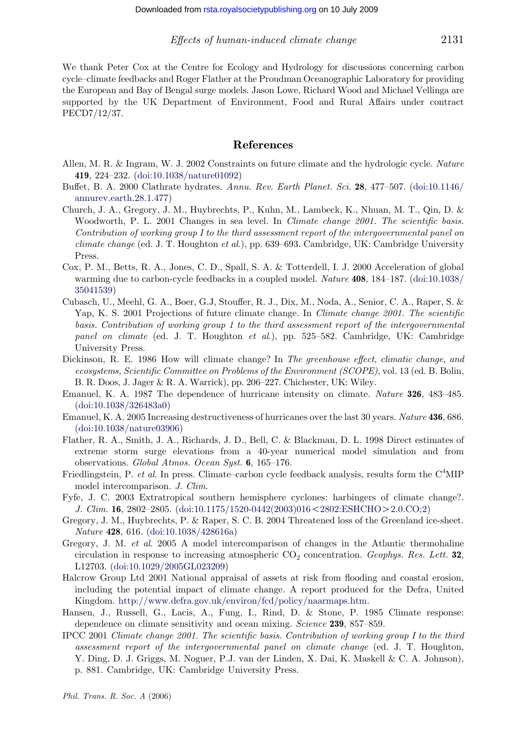We thank Peter Cox at the Centre for Ecology and Hydrology for discussions concerning carbon cycle–climate feedbacks and Roger Flather at the Proudman Oceanographic Laboratory for providing the European and Bay of Bengal surge models. Jason Lowe, Richard Wood and Michael Vellinga are supported by the UK Department of Environment, Food and Rural Affairs under contract PECD7/12/37.

## References

Allen, M. R. & Ingram, W. J. 2002 Constraints on future climate and the hydrologic cycle. *Nature* **419**, 224–232. (doi:10.1038/nature01092)

Buffet, B. A. 2000 Clathrate hydrates. *Annu. Rev. Earth Planet. Sci.* **28**, 477–507. (doi:10.1146/annurev.earth.28.1.477)

Church, J. A., Gregory, J. M., Huybrechts, P., Kuhn, M., Lambeck, K., Nhuan, M. T., Qin, D. & Woodworth, P. L. 2001 Changes in sea level. In *Climate change 2001. The scientific basis. Contribution of working group I to the third assessment report of the intergovernmental panel on climate change* (ed. J. T. Houghton *et al.*), pp. 639–693. Cambridge, UK: Cambridge University Press.

Cox, P. M., Betts, R. A., Jones, C. D., Spall, S. A. & Totterdell, I. J. 2000 Acceleration of global warming due to carbon-cycle feedbacks in a coupled model. *Nature* **408**, 184–187. (doi:10.1038/35041539)

Cubasch, U., Meehl, G. A., Boer, G.J, Stouffer, R. J., Dix, M., Noda, A., Senior, C. A., Raper, S. & Yap, K. S. 2001 Projections of future climate change. In *Climate change 2001. The scientific basis. Contribution of working group 1 to the third assessment report of the intergovernmental panel on climate* (ed. J. T. Houghton *et al.*), pp. 525–582. Cambridge, UK: Cambridge University Press.

Dickinson, R. E. 1986 How will climate change? In *The greenhouse effect, climatic change, and ecosystems, Scientific Committee on Problems of the Environment (SCOPE)*, vol. 13 (ed. B. Bolin, B. R. Doos, J. Jager & R. A. Warrick), pp. 206–227. Chichester, UK: Wiley.

Emanuel, K. A. 1987 The dependence of hurricane intensity on climate. *Nature* **326**, 483–485. (doi:10.1038/326483a0)

Emanuel, K. A. 2005 Increasing destructiveness of hurricanes over the last 30 years. *Nature* **436**, 686. (doi:10.1038/nature03906)

Flather, R. A., Smith, J. A., Richards, J. D., Bell, C. & Blackman, D. L. 1998 Direct estimates of extreme storm surge elevations from a 40-year numerical model simulation and from observations. *Global Atmos. Ocean Syst.* **6**, 165–176.

Friedlingstein, P. *et al.* In press. Climate–carbon cycle feedback analysis, results form the $C^4$MIP model intercomparison. *J. Clim.*

Fyfe, J. C. 2003 Extratropical southern hemisphere cyclones: harbingers of climate change?. *J. Clim.* **16**, 2802–2805. (doi:10.1175/1520-0442(2003)016<2802:ESHCHO>2.0.CO;2)

Gregory, J. M., Huybrechts, P. & Raper, S. C. B. 2004 Threatened loss of the Greenland ice-sheet. *Nature* **428**, 616. (doi:10.1038/428616a)

Gregory, J. M. *et al.* 2005 A model intercomparison of changes in the Atlantic thermohaline circulation in response to increasing atmospheric $CO_2$ concentration. *Geophys. Res. Lett.* **32**, L12703. (doi:10.1029/2005GL023209)

Halcrow Group Ltd 2001 National appraisal of assets at risk from flooding and coastal erosion, including the potential impact of climate change. A report produced for the Defra, United Kingdom. http://www.defra.gov.uk/environ/fcd/policy/naarmaps.htm.

Hansen, J., Russell, G., Lacis, A., Fung, I., Rind, D. & Stone, P. 1985 Climate response: dependence on climate sensitivity and ocean mixing. *Science* **239**, 857–859.

IPCC 2001 *Climate change 2001. The scientific basis. Contribution of working group I to the third assessment report of the intergovernmental panel on climate change* (ed. J. T. Houghton, Y. Ding, D. J. Griggs, M. Noguer, P.J. van der Linden, X. Dai, K. Maskell & C. A. Johnson), p. 881. Cambridge, UK: Cambridge University Press.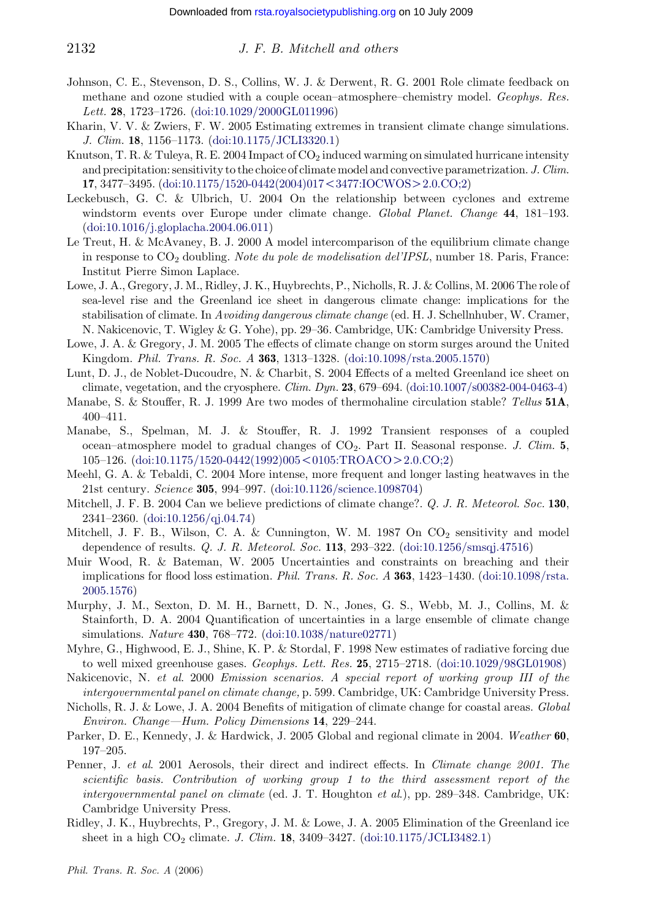Johnson, C. E., Stevenson, D. S., Collins, W. J. & Derwent, R. G. 2001 Role climate feedback on methane and ozone studied with a couple ocean–atmosphere–chemistry model. *Geophys. Res. Lett.* **28**, 1723–1726. (doi:10.1029/2000GL011996)

Kharin, V. V. & Zwiers, F. W. 2005 Estimating extremes in transient climate change simulations. *J. Clim.* **18**, 1156–1173. (doi:10.1175/JCLI3320.1)

Knutson, T. R. & Tuleya, R. E. 2004 Impact of $CO_2$ induced warming on simulated hurricane intensity and precipitation: sensitivity to the choice of climate model and convective parametrization. *J. Clim.* **17**, 3477–3495. (doi:10.1175/1520-0442(2004)017<3477:IOCWOS>2.0.CO;2)

Leckebusch, G. C. & Ulbrich, U. 2004 On the relationship between cyclones and extreme windstorm events over Europe under climate change. *Global Planet. Change* **44**, 181–193. (doi:10.1016/j.gloplacha.2004.06.011)

Le Treut, H. & McAvaney, B. J. 2000 A model intercomparison of the equilibrium climate change in response to $CO_2$ doubling. *Note du pole de modelisation del'IPSL*, number 18. Paris, France: Institut Pierre Simon Laplace.

Lowe, J. A., Gregory, J. M., Ridley, J. K., Huybrechts, P., Nicholls, R. J. & Collins, M. 2006 The role of sea-level rise and the Greenland ice sheet in dangerous climate change: implications for the stabilisation of climate. In *Avoiding dangerous climate change* (ed. H. J. Schellnhuber, W. Cramer, N. Nakicenovic, T. Wigley & G. Yohe), pp. 29–36. Cambridge, UK: Cambridge University Press.

Lowe, J. A. & Gregory, J. M. 2005 The effects of climate change on storm surges around the United Kingdom. *Phil. Trans. R. Soc. A* **363**, 1313–1328. (doi:10.1098/rsta.2005.1570)

Lunt, D. J., de Noblet-Ducoudre, N. & Charbit, S. 2004 Effects of a melted Greenland ice sheet on climate, vegetation, and the cryosphere. *Clim. Dyn.* **23**, 679–694. (doi:10.1007/s00382-004-0463-4)

Manabe, S. & Stouffer, R. J. 1999 Are two modes of thermohaline circulation stable? *Tellus* **51A**, 400–411.

Manabe, S., Spelman, M. J. & Stouffer, R. J. 1992 Transient responses of a coupled ocean–atmosphere model to gradual changes of $CO_2$. Part II. Seasonal response. *J. Clim.* **5**, 105–126. (doi:10.1175/1520-0442(1992)005<0105:TROACO>2.0.CO;2)

Meehl, G. A. & Tebaldi, C. 2004 More intense, more frequent and longer lasting heatwaves in the 21st century. *Science* **305**, 994–997. (doi:10.1126/science.1098704)

Mitchell, J. F. B. 2004 Can we believe predictions of climate change?. *Q. J. R. Meteorol. Soc.* **130**, 2341–2360. (doi:10.1256/qj.04.74)

Mitchell, J. F. B., Wilson, C. A. & Cunnington, W. M. 1987 On $CO_2$ sensitivity and model dependence of results. *Q. J. R. Meteorol. Soc.* **113**, 293–322. (doi:10.1256/smsqj.47516)

Muir Wood, R. & Bateman, W. 2005 Uncertainties and constraints on breaching and their implications for flood loss estimation. *Phil. Trans. R. Soc. A* **363**, 1423–1430. (doi:10.1098/rsta.2005.1576)

Murphy, J. M., Sexton, D. M. H., Barnett, D. N., Jones, G. S., Webb, M. J., Collins, M. & Stainforth, D. A. 2004 Quantification of uncertainties in a large ensemble of climate change simulations. *Nature* **430**, 768–772. (doi:10.1038/nature02771)

Myhre, G., Highwood, E. J., Shine, K. P. & Stordal, F. 1998 New estimates of radiative forcing due to well mixed greenhouse gases. *Geophys. Lett. Res.* **25**, 2715–2718. (doi:10.1029/98GL01908)

Nakicenovic, N. *et al.* 2000 *Emission scenarios. A special report of working group III of the intergovernmental panel on climate change,* p. 599. Cambridge, UK: Cambridge University Press.

Nicholls, R. J. & Lowe, J. A. 2004 Benefits of mitigation of climate change for coastal areas. *Global Environ. Change—Hum. Policy Dimensions* **14**, 229–244.

Parker, D. E., Kennedy, J. & Hardwick, J. 2005 Global and regional climate in 2004. *Weather* **60**, 197–205.

Penner, J. *et al.* 2001 Aerosols, their direct and indirect effects. In *Climate change 2001. The scientific basis. Contribution of working group 1 to the third assessment report of the intergovernmental panel on climate* (ed. J. T. Houghton *et al.*), pp. 289–348. Cambridge, UK: Cambridge University Press.

Ridley, J. K., Huybrechts, P., Gregory, J. M. & Lowe, J. A. 2005 Elimination of the Greenland ice sheet in a high $CO_2$ climate. *J. Clim.* **18**, 3409–3427. (doi:10.1175/JCLI3482.1)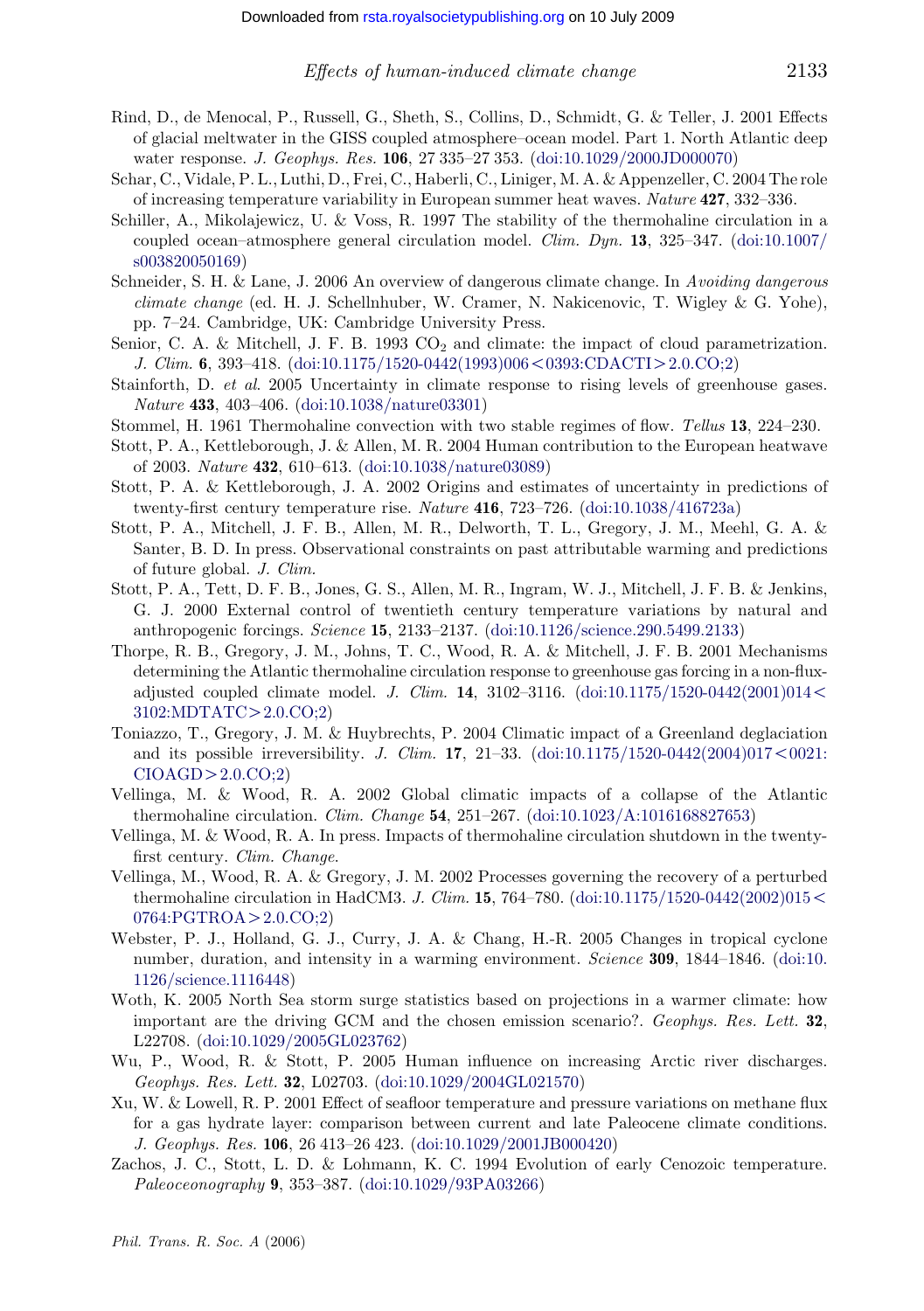Rind, D., de Menocal, P., Russell, G., Sheth, S., Collins, D., Schmidt, G. & Teller, J. 2001 Effects of glacial meltwater in the GISS coupled atmosphere–ocean model. Part 1. North Atlantic deep water response. *J. Geophys. Res.* **106**, 27 335–27 353. (doi:10.1029/2000JD000070)

Schar, C., Vidale, P. L., Luthi, D., Frei, C., Haberli, C., Liniger, M. A. & Appenzeller, C. 2004 The role of increasing temperature variability in European summer heat waves. *Nature* **427**, 332–336.

Schiller, A., Mikolajewicz, U. & Voss, R. 1997 The stability of the thermohaline circulation in a coupled ocean–atmosphere general circulation model. *Clim. Dyn.* **13**, 325–347. (doi:10.1007/s003820050169)

Schneider, S. H. & Lane, J. 2006 An overview of dangerous climate change. In *Avoiding dangerous climate change* (ed. H. J. Schellnhuber, W. Cramer, N. Nakicenovic, T. Wigley & G. Yohe), pp. 7–24. Cambridge, UK: Cambridge University Press.

Senior, C. A. & Mitchell, J. F. B. 1993 $CO_2$ and climate: the impact of cloud parametrization. *J. Clim.* **6**, 393–418. (doi:10.1175/1520-0442(1993)006<0393:CDACTI>2.0.CO;2)

Stainforth, D. *et al.* 2005 Uncertainty in climate response to rising levels of greenhouse gases. *Nature* **433**, 403–406. (doi:10.1038/nature03301)

Stommel, H. 1961 Thermohaline convection with two stable regimes of flow. *Tellus* **13**, 224–230.

Stott, P. A., Kettleborough, J. & Allen, M. R. 2004 Human contribution to the European heatwave of 2003. *Nature* **432**, 610–613. (doi:10.1038/nature03089)

Stott, P. A. & Kettleborough, J. A. 2002 Origins and estimates of uncertainty in predictions of twenty-first century temperature rise. *Nature* **416**, 723–726. (doi:10.1038/416723a)

Stott, P. A., Mitchell, J. F. B., Allen, M. R., Delworth, T. L., Gregory, J. M., Meehl, G. A. & Santer, B. D. In press. Observational constraints on past attributable warming and predictions of future global. *J. Clim.*

Stott, P. A., Tett, D. F. B., Jones, G. S., Allen, M. R., Ingram, W. J., Mitchell, J. F. B. & Jenkins, G. J. 2000 External control of twentieth century temperature variations by natural and anthropogenic forcings. *Science* **15**, 2133–2137. (doi:10.1126/science.290.5499.2133)

Thorpe, R. B., Gregory, J. M., Johns, T. C., Wood, R. A. & Mitchell, J. F. B. 2001 Mechanisms determining the Atlantic thermohaline circulation response to greenhouse gas forcing in a non-flux-adjusted coupled climate model. *J. Clim.* **14**, 3102–3116. (doi:10.1175/1520-0442(2001)014<3102:MDTATC>2.0.CO;2)

Toniazzo, T., Gregory, J. M. & Huybrechts, P. 2004 Climatic impact of a Greenland deglaciation and its possible irreversibility. *J. Clim.* **17**, 21–33. (doi:10.1175/1520-0442(2004)017<0021:CIOAGD>2.0.CO;2)

Vellinga, M. & Wood, R. A. 2002 Global climatic impacts of a collapse of the Atlantic thermohaline circulation. *Clim. Change* **54**, 251–267. (doi:10.1023/A:1016168827653)

Vellinga, M. & Wood, R. A. In press. Impacts of thermohaline circulation shutdown in the twenty-first century. *Clim. Change.*

Vellinga, M., Wood, R. A. & Gregory, J. M. 2002 Processes governing the recovery of a perturbed thermohaline circulation in HadCM3. *J. Clim.* **15**, 764–780. (doi:10.1175/1520-0442(2002)015<0764:PGTROA>2.0.CO;2)

Webster, P. J., Holland, G. J., Curry, J. A. & Chang, H.-R. 2005 Changes in tropical cyclone number, duration, and intensity in a warming environment. *Science* **309**, 1844–1846. (doi:10.1126/science.1116448)

Woth, K. 2005 North Sea storm surge statistics based on projections in a warmer climate: how important are the driving GCM and the chosen emission scenario?. *Geophys. Res. Lett.* **32**, L22708. (doi:10.1029/2005GL023762)

Wu, P., Wood, R. & Stott, P. 2005 Human influence on increasing Arctic river discharges. *Geophys. Res. Lett.* **32**, L02703. (doi:10.1029/2004GL021570)

Xu, W. & Lowell, R. P. 2001 Effect of seafloor temperature and pressure variations on methane flux for a gas hydrate layer: comparison between current and late Paleocene climate conditions. *J. Geophys. Res.* **106**, 26 413–26 423. (doi:10.1029/2001JB000420)

Zachos, J. C., Stott, L. D. & Lohmann, K. C. 1994 Evolution of early Cenozoic temperature. *Paleoceonography* **9**, 353–387. (doi:10.1029/93PA03266)